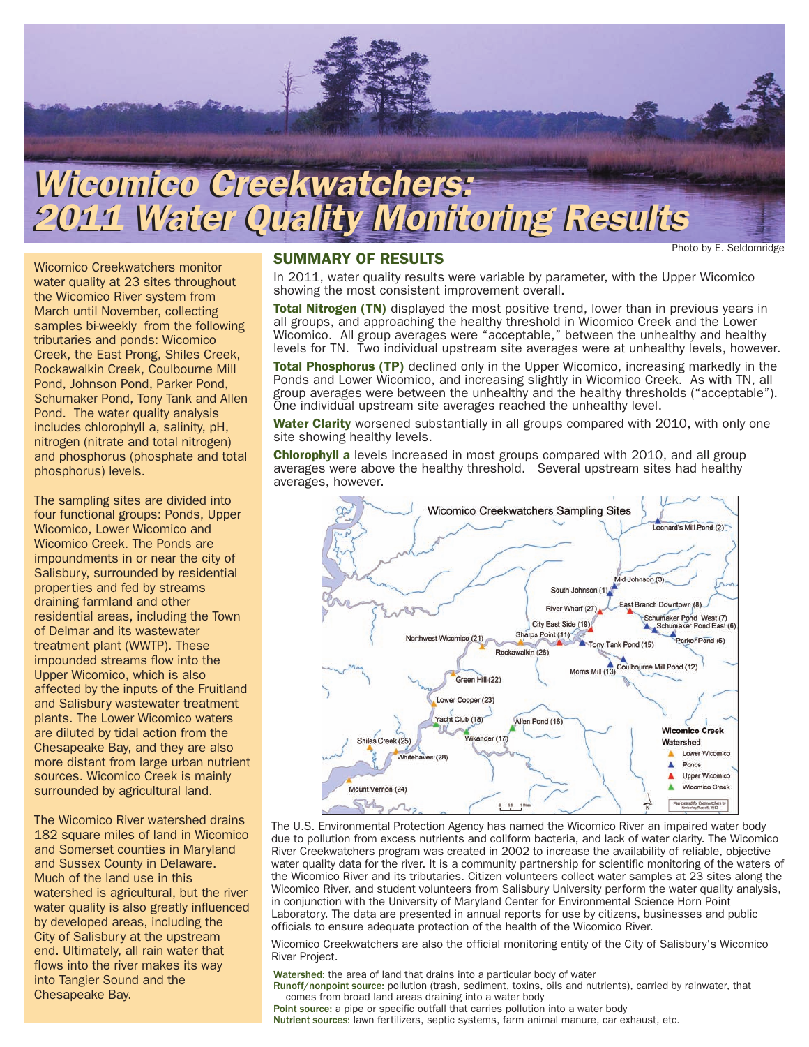# Wicomico Creekwatchers: 2011 Water Quality Monitoring Results

Photo by E. Seldomridge

Wicomico Creekwatchers monitor water quality at 23 sites throughout the Wicomico River system from March until November, collecting samples bi-weekly from the following tributaries and ponds: Wicomico Creek, the East Prong, Shiles Creek, Rockawalkin Creek, Coulbourne Mill Pond, Johnson Pond, Parker Pond, Schumaker Pond, Tony Tank and Allen Pond. The water quality analysis includes chlorophyll a, salinity, pH, nitrogen (nitrate and total nitrogen) and phosphorus (phosphate and total phosphorus) levels.

The sampling sites are divided into four functional groups: Ponds, Upper Wicomico, Lower Wicomico and Wicomico Creek. The Ponds are impoundments in or near the city of Salisbury, surrounded by residential properties and fed by streams draining farmland and other residential areas, including the Town of Delmar and its wastewater treatment plant (WWTP). These impounded streams flow into the Upper Wicomico, which is also affected by the inputs of the Fruitland and Salisbury wastewater treatment plants. The Lower Wicomico waters are diluted by tidal action from the Chesapeake Bay, and they are also more distant from large urban nutrient sources. Wicomico Creek is mainly surrounded by agricultural land.

The Wicomico River watershed drains 182 square miles of land in Wicomico and Somerset counties in Maryland and Sussex County in Delaware. Much of the land use in this watershed is agricultural, but the river water quality is also greatly influenced by developed areas, including the City of Salisbury at the upstream end. Ultimately, all rain water that flows into the river makes its way into Tangier Sound and the Chesapeake Bay.

## SUMMARY OF RESULTS

In 2011, water quality results were variable by parameter, with the Upper Wicomico showing the most consistent improvement overall.

**Total Nitrogen (TN)** displayed the most positive trend, lower than in previous years in all groups, and approaching the healthy threshold in Wicomico Creek and the Lower Wicomico. All group averages were "acceptable," between the unhealthy and healthy levels for TN. Two individual upstream site averages were at unhealthy levels, however.

**Total Phosphorus (TP)** declined only in the Upper Wicomico, increasing markedly in the Ponds and Lower Wicomico, and increasing slightly in Wicomico Creek. As with TN, all group averages were between the unhealthy and the healthy thresholds ("acceptable"). One individual upstream site averages reached the unhealthy level.

**Water Clarity** worsened substantially in all groups compared with 2010, with only one site showing healthy levels.

**Chlorophyll a** levels increased in most groups compared with 2010, and all group averages were above the healthy threshold. Several upstream sites had healthy averages, however.

**Wicomico Creekwatchers Sampling Sites**

Leonard's Mill Pond (2), Mid Johnson (3), South Johnson (1), River Wharf (27), East Branch Downtown (8), Schumaker Pond West (7), Schumaker Pond East (6), City East Side (19), Sharps Point (11), Parker Pond (5), Northwest Wicomico (21), Tony Tank Pond (15), Rockawalkin (26), Coulbourne Mill Pond (12), Morris Mill (13), Green Hill (22), Lower Cooper (23), Yacht Club (18), Allen Pond (16), Wikander (17), Shiles Creek (25), Whitehaven (28), Mount Vernon (24)

Wicomico Creek Watershed: Lower Wicomico, Ponds, Upper Wicomico, Wicomico Creek

Map created for Creekwatchers by Kimberley Russell, 2012

The U.S. Environmental Protection Agency has named the Wicomico River an impaired water body due to pollution from excess nutrients and coliform bacteria, and lack of water clarity. The Wicomico River Creekwatchers program was created in 2002 to increase the availability of reliable, objective water quality data for the river. It is a community partnership for scientific monitoring of the waters of the Wicomico River and its tributaries. Citizen volunteers collect water samples at 23 sites along the Wicomico River, and student volunteers from Salisbury University perform the water quality analysis, in conjunction with the University of Maryland Center for Environmental Science Horn Point Laboratory. The data are presented in annual reports for use by citizens, businesses and public officials to ensure adequate protection of the health of the Wicomico River.

Wicomico Creekwatchers are also the official monitoring entity of the City of Salisbury's Wicomico River Project.

**Watershed:** the area of land that drains into a particular body of water
**Runoff/nonpoint source:** pollution (trash, sediment, toxins, oils and nutrients), carried by rainwater, that comes from broad land areas draining into a water body
**Point source:** a pipe or specific outfall that carries pollution into a water body
**Nutrient sources:** lawn fertilizers, septic systems, farm animal manure, car exhaust, etc.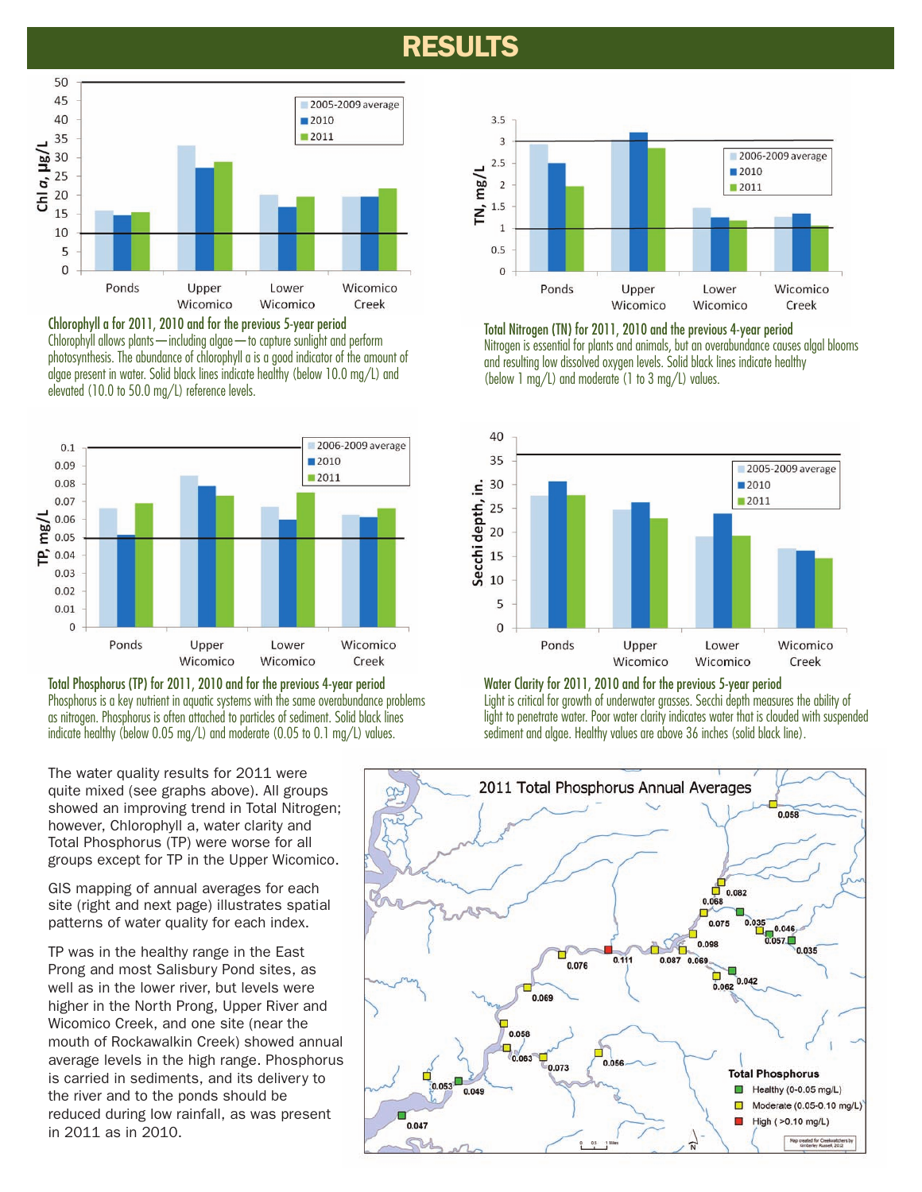# RESULTS

**Chlorophyll a for 2011, 2010 and for the previous 5-year period**
Chlorophyll allows plants—including algae—to capture sunlight and perform photosynthesis. The abundance of chlorophyll a is a good indicator of the amount of algae present in water. Solid black lines indicate healthy (below 10.0 mg/L) and elevated (10.0 to 50.0 mg/L) reference levels.

**Total Nitrogen (TN) for 2011, 2010 and the previous 4-year period**
Nitrogen is essential for plants and animals, but an overabundance causes algal blooms and resulting low dissolved oxygen levels. Solid black lines indicate healthy (below 1 mg/L) and moderate (1 to 3 mg/L) values.

**Total Phosphorus (TP) for 2011, 2010 and for the previous 4-year period**
Phosphorus is a key nutrient in aquatic systems with the same overabundance problems as nitrogen. Phosphorus is often attached to particles of sediment. Solid black lines indicate healthy (below 0.05 mg/L) and moderate (0.05 to 0.1 mg/L) values.

**Water Clarity for 2011, 2010 and for the previous 5-year period**
Light is critical for growth of underwater grasses. Secchi depth measures the ability of light to penetrate water. Poor water clarity indicates water that is clouded with suspended sediment and algae. Healthy values are above 36 inches (solid black line).

The water quality results for 2011 were quite mixed (see graphs above). All groups showed an improving trend in Total Nitrogen; however, Chlorophyll a, water clarity and Total Phosphorus (TP) were worse for all groups except for TP in the Upper Wicomico.

GIS mapping of annual averages for each site (right and next page) illustrates spatial patterns of water quality for each index.

TP was in the healthy range in the East Prong and most Salisbury Pond sites, as well as in the lower river, but levels were higher in the North Prong, Upper River and Wicomico Creek, and one site (near the mouth of Rockawalkin Creek) showed annual average levels in the high range. Phosphorus is carried in sediments, and its delivery to the river and to the ponds should be reduced during low rainfall, as was present in 2011 as in 2010.

**2011 Total Phosphorus Annual Averages**

Total Phosphorus
- Healthy (0-0.05 mg/L)
- Moderate (0.05-0.10 mg/L)
- High ( >0.10 mg/L)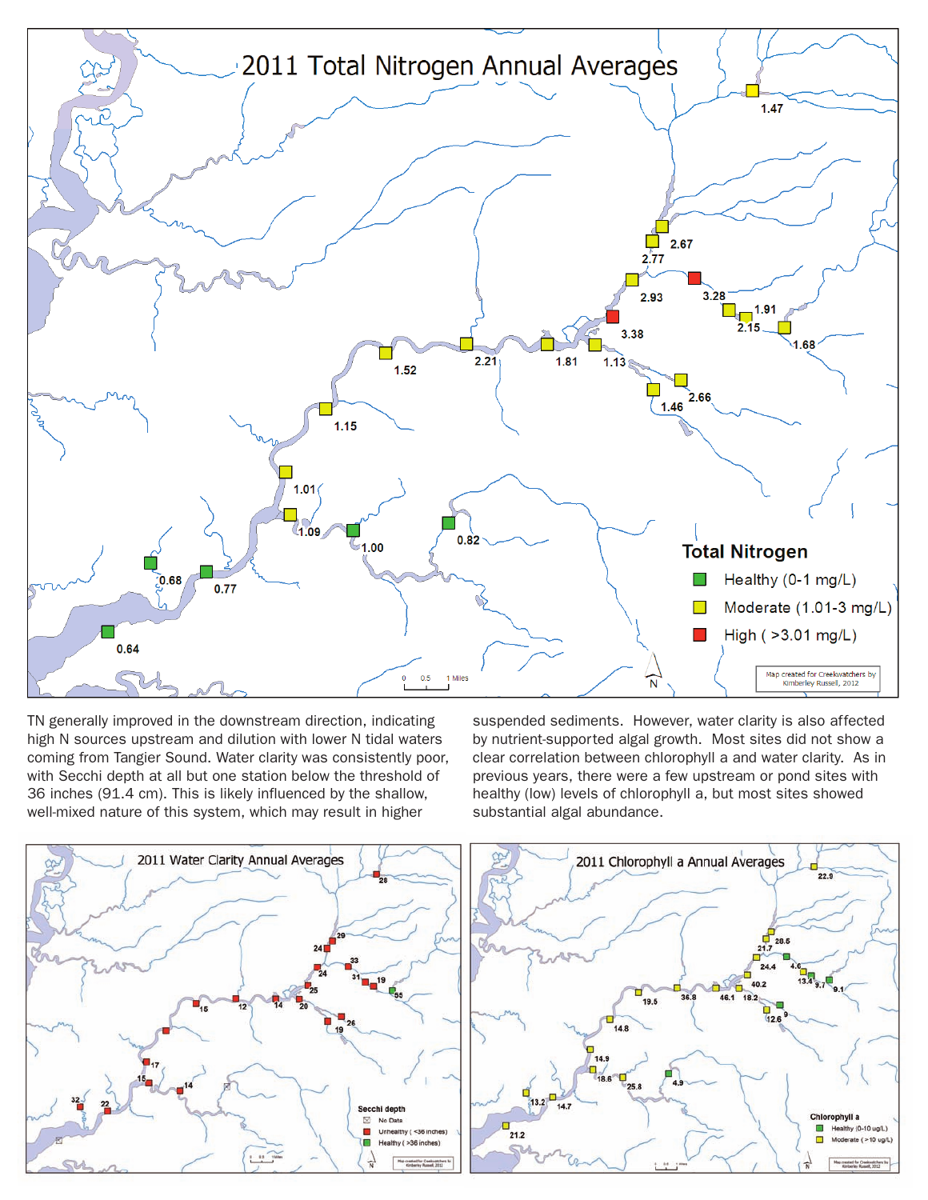## 2011 Total Nitrogen Annual Averages

**Total Nitrogen**
- Healthy (0-1 mg/L)
- Moderate (1.01-3 mg/L)
- High ( >3.01 mg/L)

Map created for Creekwatchers by Kimberley Russell, 2012

TN generally improved in the downstream direction, indicating high N sources upstream and dilution with lower N tidal waters coming from Tangier Sound. Water clarity was consistently poor, with Secchi depth at all but one station below the threshold of 36 inches (91.4 cm). This is likely influenced by the shallow, well-mixed nature of this system, which may result in higher suspended sediments. However, water clarity is also affected by nutrient-supported algal growth. Most sites did not show a clear correlation between chlorophyll a and water clarity. As in previous years, there were a few upstream or pond sites with healthy (low) levels of chlorophyll a, but most sites showed substantial algal abundance.

## 2011 Water Clarity Annual Averages

**Secchi depth**
- No Data
- Unhealthy ( <36 inches)
- Healthy ( >36 inches)

## 2011 Chlorophyll a Annual Averages

**Chlorophyll a**
- Healthy (0-10 ug/L)
- Moderate ( >10 ug/L)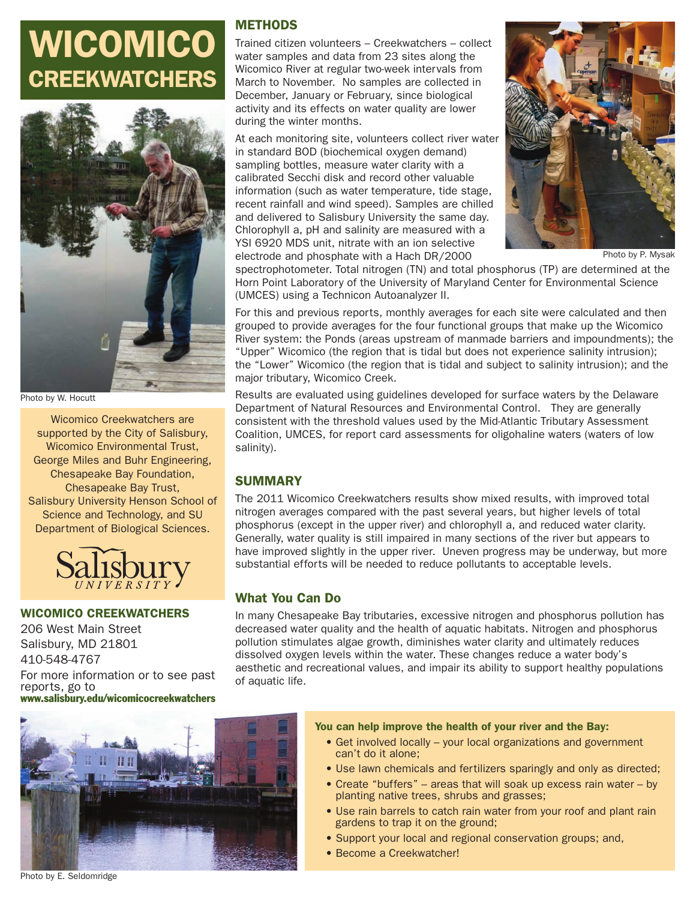# WICOMICO CREEKWATCHERS

Photo by W. Hocutt

Wicomico Creekwatchers are supported by the City of Salisbury, Wicomico Environmental Trust, George Miles and Buhr Engineering, Chesapeake Bay Foundation, Chesapeake Bay Trust, Salisbury University Henson School of Science and Technology, and SU Department of Biological Sciences.

Salisbury UNIVERSITY

### WICOMICO CREEKWATCHERS

206 West Main Street
Salisbury, MD 21801
410-548-4767

For more information or to see past reports, go to
**www.salisbury.edu/wicomicocreekwatchers**

## METHODS

Trained citizen volunteers – Creekwatchers – collect water samples and data from 23 sites along the Wicomico River at regular two-week intervals from March to November. No samples are collected in December, January or February, since biological activity and its effects on water quality are lower during the winter months.

At each monitoring site, volunteers collect river water in standard BOD (biochemical oxygen demand) sampling bottles, measure water clarity with a calibrated Secchi disk and record other valuable information (such as water temperature, tide stage, recent rainfall and wind speed). Samples are chilled and delivered to Salisbury University the same day. Chlorophyll a, pH and salinity are measured with a YSI 6920 MDS unit, nitrate with an ion selective electrode and phosphate with a Hach DR/2000 spectrophotometer. Total nitrogen (TN) and total phosphorus (TP) are determined at the Horn Point Laboratory of the University of Maryland Center for Environmental Science (UMCES) using a Technicon Autoanalyzer II.

Photo by P. Mysak

For this and previous reports, monthly averages for each site were calculated and then grouped to provide averages for the four functional groups that make up the Wicomico River system: the Ponds (areas upstream of manmade barriers and impoundments); the "Upper" Wicomico (the region that is tidal but does not experience salinity intrusion); the "Lower" Wicomico (the region that is tidal and subject to salinity intrusion); and the major tributary, Wicomico Creek.

Results are evaluated using guidelines developed for surface waters by the Delaware Department of Natural Resources and Environmental Control. They are generally consistent with the threshold values used by the Mid-Atlantic Tributary Assessment Coalition, UMCES, for report card assessments for oligohaline waters (waters of low salinity).

## SUMMARY

The 2011 Wicomico Creekwatchers results show mixed results, with improved total nitrogen averages compared with the past several years, but higher levels of total phosphorus (except in the upper river) and chlorophyll a, and reduced water clarity. Generally, water quality is still impaired in many sections of the river but appears to have improved slightly in the upper river. Uneven progress may be underway, but more substantial efforts will be needed to reduce pollutants to acceptable levels.

## What You Can Do

In many Chesapeake Bay tributaries, excessive nitrogen and phosphorus pollution has decreased water quality and the health of aquatic habitats. Nitrogen and phosphorus pollution stimulates algae growth, diminishes water clarity and ultimately reduces dissolved oxygen levels within the water. These changes reduce a water body's aesthetic and recreational values, and impair its ability to support healthy populations of aquatic life.

Photo by E. Seldomridge

**You can help improve the health of your river and the Bay:**

- Get involved locally – your local organizations and government can't do it alone;
- Use lawn chemicals and fertilizers sparingly and only as directed;
- Create "buffers" – areas that will soak up excess rain water – by planting native trees, shrubs and grasses;
- Use rain barrels to catch rain water from your roof and plant rain gardens to trap it on the ground;
- Support your local and regional conservation groups; and,
- Become a Creekwatcher!